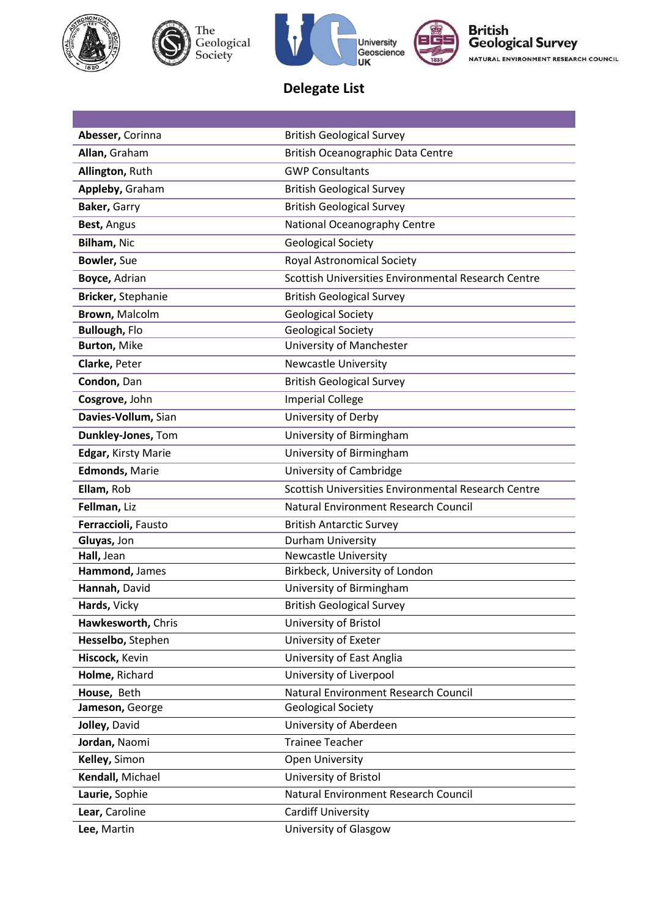# Delegate List

| | |
|---|---|
| **Abesser,** Corinna | British Geological Survey |
| **Allan,** Graham | British Oceanographic Data Centre |
| **Allington,** Ruth | GWP Consultants |
| **Appleby,** Graham | British Geological Survey |
| **Baker,** Garry | British Geological Survey |
| **Best,** Angus | National Oceanography Centre |
| **Bilham,** Nic | Geological Society |
| **Bowler,** Sue | Royal Astronomical Society |
| **Boyce,** Adrian | Scottish Universities Environmental Research Centre |
| **Bricker,** Stephanie | British Geological Survey |
| **Brown,** Malcolm | Geological Society |
| **Bullough,** Flo | Geological Society |
| **Burton,** Mike | University of Manchester |
| **Clarke,** Peter | Newcastle University |
| **Condon,** Dan | British Geological Survey |
| **Cosgrove,** John | Imperial College |
| **Davies-Vollum,** Sian | University of Derby |
| **Dunkley-Jones,** Tom | University of Birmingham |
| **Edgar,** Kirsty Marie | University of Birmingham |
| **Edmonds,** Marie | University of Cambridge |
| **Ellam,** Rob | Scottish Universities Environmental Research Centre |
| **Fellman,** Liz | Natural Environment Research Council |
| **Ferraccioli,** Fausto | British Antarctic Survey |
| **Gluyas,** Jon | Durham University |
| **Hall,** Jean | Newcastle University |
| **Hammond,** James | Birkbeck, University of London |
| **Hannah,** David | University of Birmingham |
| **Hards,** Vicky | British Geological Survey |
| **Hawkesworth,** Chris | University of Bristol |
| **Hesselbo,** Stephen | University of Exeter |
| **Hiscock,** Kevin | University of East Anglia |
| **Holme,** Richard | University of Liverpool |
| **House,** Beth | Natural Environment Research Council |
| **Jameson,** George | Geological Society |
| **Jolley,** David | University of Aberdeen |
| **Jordan,** Naomi | Trainee Teacher |
| **Kelley,** Simon | Open University |
| **Kendall,** Michael | University of Bristol |
| **Laurie,** Sophie | Natural Environment Research Council |
| **Lear,** Caroline | Cardiff University |
| **Lee,** Martin | University of Glasgow |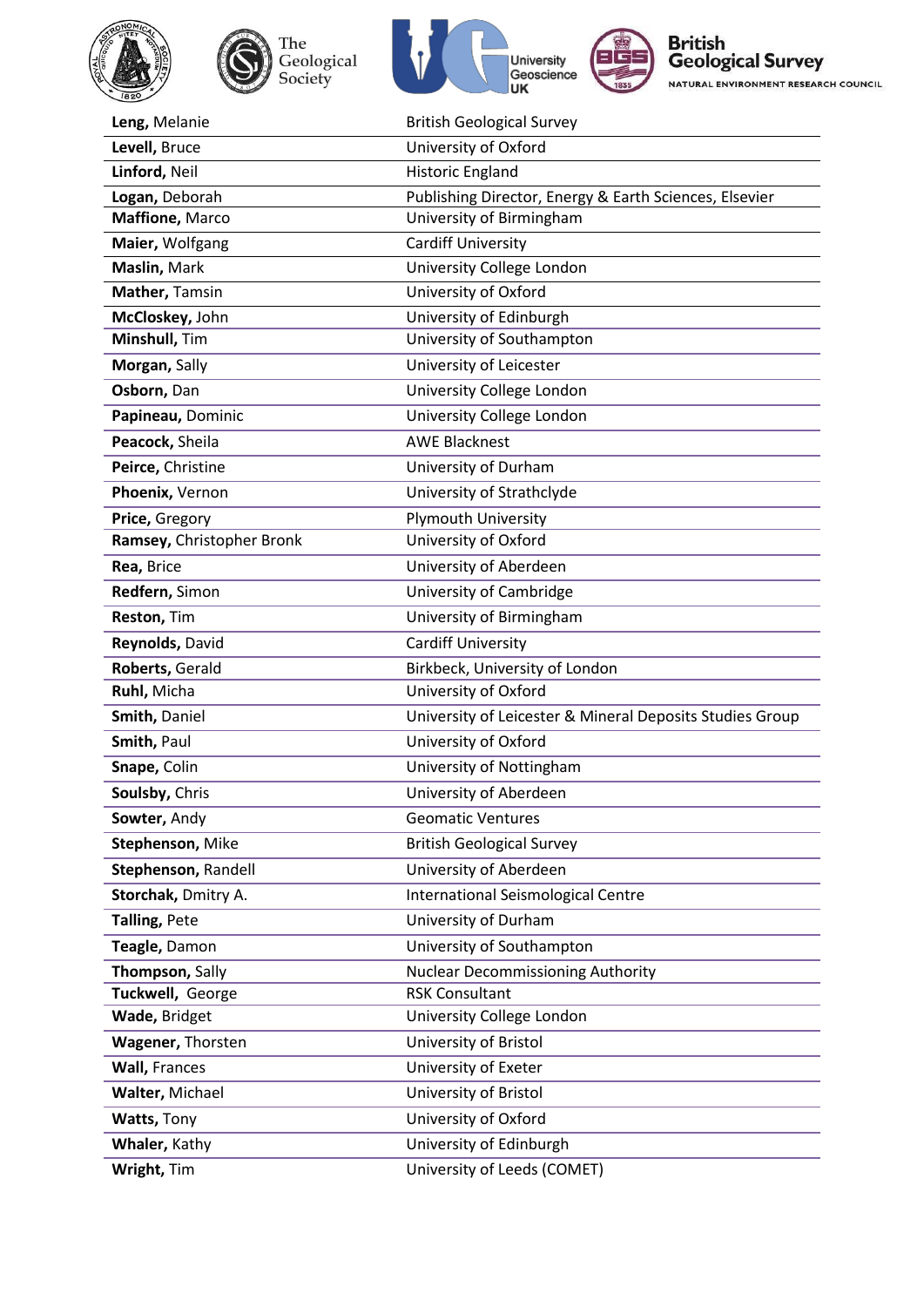| | |
|---|---|
| **Leng,** Melanie | British Geological Survey |
| **Levell,** Bruce | University of Oxford |
| **Linford,** Neil | Historic England |
| **Logan,** Deborah | Publishing Director, Energy & Earth Sciences, Elsevier |
| **Maffione,** Marco | University of Birmingham |
| **Maier,** Wolfgang | Cardiff University |
| **Maslin,** Mark | University College London |
| **Mather,** Tamsin | University of Oxford |
| **McCloskey,** John | University of Edinburgh |
| **Minshull,** Tim | University of Southampton |
| **Morgan,** Sally | University of Leicester |
| **Osborn,** Dan | University College London |
| **Papineau,** Dominic | University College London |
| **Peacock,** Sheila | AWE Blacknest |
| **Peirce,** Christine | University of Durham |
| **Phoenix,** Vernon | University of Strathclyde |
| **Price,** Gregory | Plymouth University |
| **Ramsey,** Christopher Bronk | University of Oxford |
| **Rea,** Brice | University of Aberdeen |
| **Redfern,** Simon | University of Cambridge |
| **Reston,** Tim | University of Birmingham |
| **Reynolds,** David | Cardiff University |
| **Roberts,** Gerald | Birkbeck, University of London |
| **Ruhl,** Micha | University of Oxford |
| **Smith,** Daniel | University of Leicester & Mineral Deposits Studies Group |
| **Smith,** Paul | University of Oxford |
| **Snape,** Colin | University of Nottingham |
| **Soulsby,** Chris | University of Aberdeen |
| **Sowter,** Andy | Geomatic Ventures |
| **Stephenson,** Mike | British Geological Survey |
| **Stephenson,** Randell | University of Aberdeen |
| **Storchak,** Dmitry A. | International Seismological Centre |
| **Talling,** Pete | University of Durham |
| **Teagle,** Damon | University of Southampton |
| **Thompson,** Sally | Nuclear Decommissioning Authority |
| **Tuckwell,** George | RSK Consultant |
| **Wade,** Bridget | University College London |
| **Wagener,** Thorsten | University of Bristol |
| **Wall,** Frances | University of Exeter |
| **Walter,** Michael | University of Bristol |
| **Watts,** Tony | University of Oxford |
| **Whaler,** Kathy | University of Edinburgh |
| **Wright,** Tim | University of Leeds (COMET) |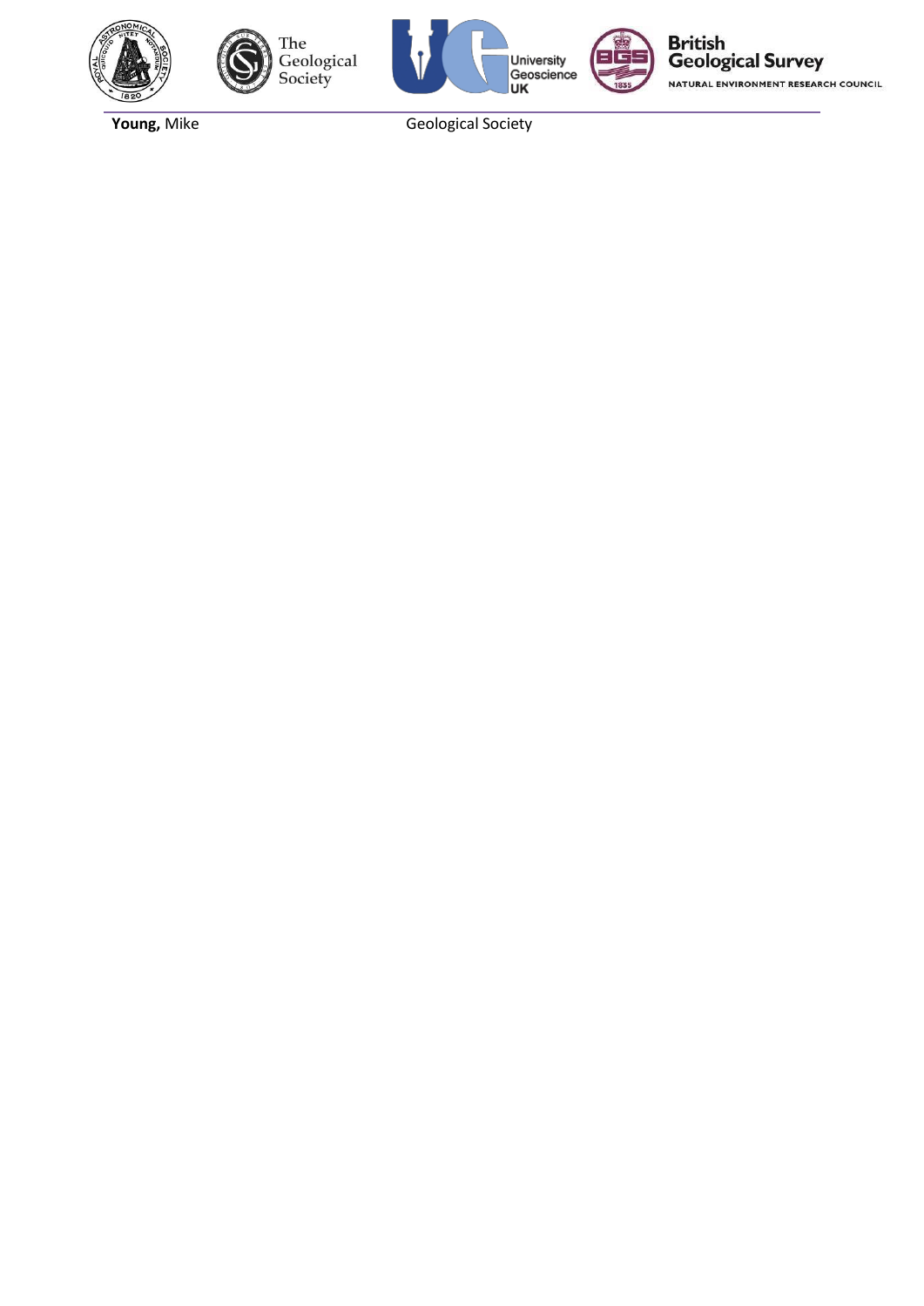| | |
|---|---|
| **Young,** Mike | Geological Society |